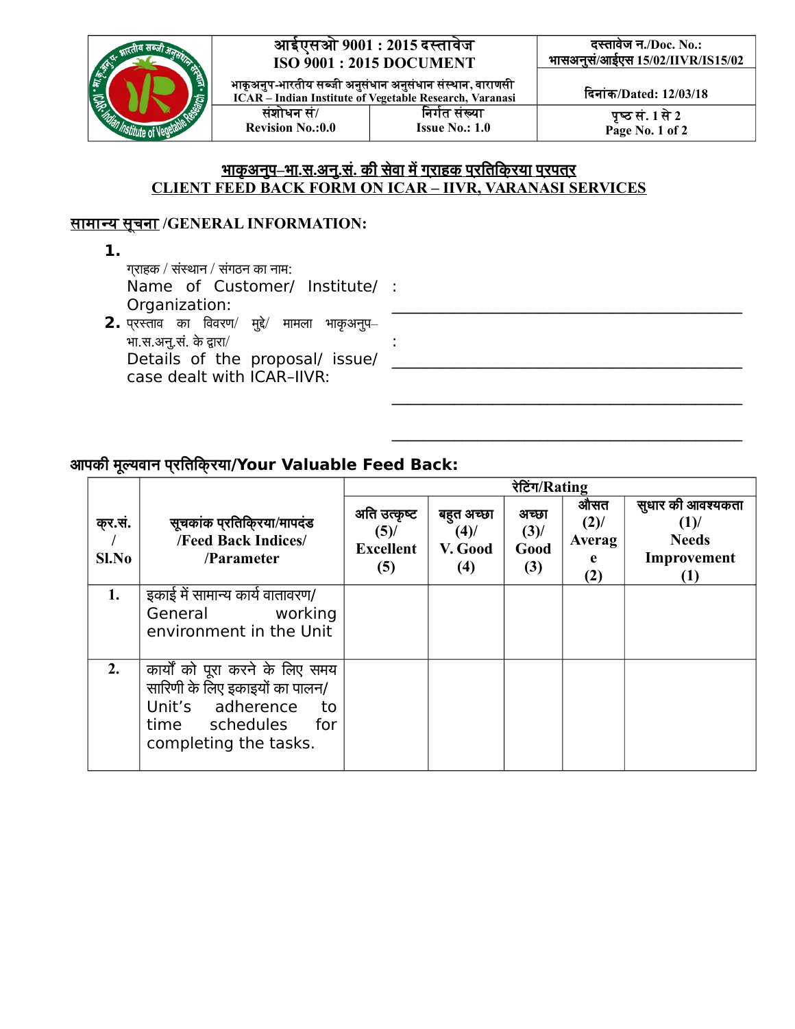| | | |
|---|---|---|
| | आईएसओ 9001 : 2015 दस्तावेज<br>ISO 9001 : 2015 DOCUMENT<br>भाकृअनुप-भारतीय सब्जी अनुसंधान अनुसंधान संस्थान, वाराणसी<br>ICAR – Indian Institute of Vegetable Research, Varanasi | दस्तावेज न./Doc. No.:<br>भासअनुसं/आईएस 15/02/IIVR/IS15/02 |
| | संशोधन सं/<br>Revision No.:0.0 | निर्गत संख्या<br>Issue No.: 1.0 | दिनांक/Dated: 12/03/18 |
| | | | पृष्ठ सं. 1 से 2<br>Page No. 1 of 2 |

## भाकृअनुप–भा.स.अनु.सं. की सेवा में ग्राहक प्रतिक्रिया प्रपत्र
## CLIENT FEED BACK FORM ON ICAR – IIVR, VARANASI SERVICES

**सामान्य सूचना /GENERAL INFORMATION:**

1. ग्राहक / संस्थान / संगठन का नाम:
   Name of Customer/ Institute/ Organization: : ________________________________
2. प्रस्ताव का विवरण/ मुद्दे/ मामला भाकृअनुप–भा.स.अनु.सं. के द्वारा/
   Details of the proposal/ issue/ case dealt with ICAR–IIVR: : ________________________________
   ________________________________
   ________________________________

**आपकी मूल्यवान प्रतिक्रिया/Your Valuable Feed Back:**

| क्र.सं. / Sl.No | सूचकांक प्रतिक्रिया/मापदंड /Feed Back Indices/ /Parameter | रेटिंग/Rating | | | | |
|---|---|---|---|---|---|---|
| | | अति उत्कृष्ट (5)/ Excellent (5) | बहुत अच्छा (4)/ V. Good (4) | अच्छा (3)/ Good (3) | औसत (2)/ Average (2) | सुधार की आवश्यकता (1)/ Needs Improvement (1) |
| 1. | इकाई में सामान्य कार्य वातावरण/ General working environment in the Unit | | | | | |
| 2. | कार्यों को पूरा करने के लिए समय सारिणी के लिए इकाइयों का पालन/ Unit's adherence to time schedules for completing the tasks. | | | | | |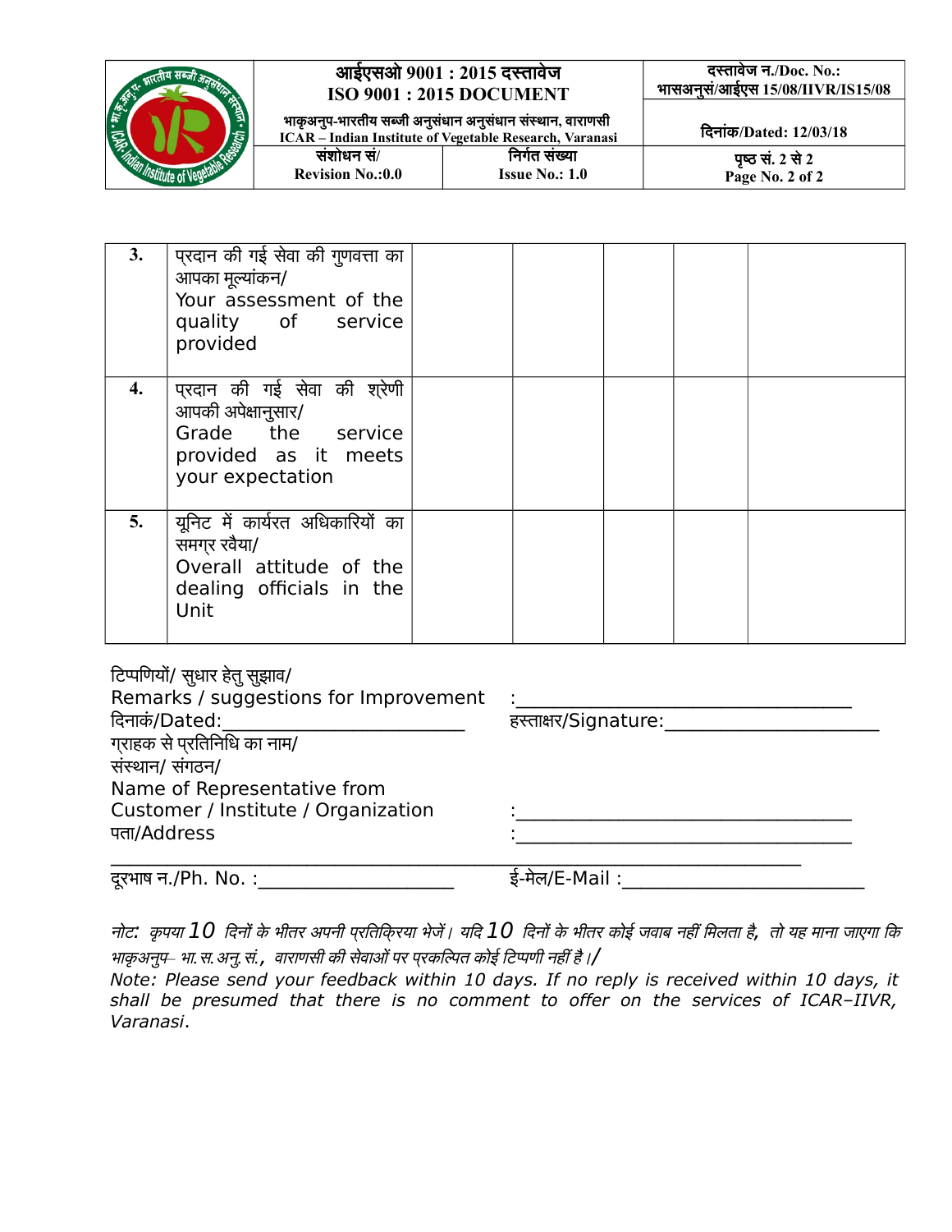| | | | | | | |
|---|---|---|---|---|---|---|
| **3.** | प्रदान की गई सेवा की गुणवत्ता का आपका मूल्यांकन/ Your assessment of the quality of service provided | | | | | |
| **4.** | प्रदान की गई सेवा की श्रेणी आपकी अपेक्षानुसार/ Grade the service provided as it meets your expectation | | | | | |
| **5.** | यूनिट में कार्यरत अधिकारियों का समग्र रवैया/ Overall attitude of the dealing officials in the Unit | | | | | |

टिप्पणियों/ सुधार हेतु सुझाव/
Remarks / suggestions for Improvement :________________________________

दिनाकं/Dated:______________________ हस्ताक्षर/Signature:____________________

ग्राहक से प्रतिनिधि का नाम/
संस्थान/ संगठन/
Name of Representative from
Customer / Institute / Organization :________________________________

पता/Address :________________________________

________________________________________________________________

दूरभाष न./Ph. No. :__________________ ई-मेल/E-Mail :______________________

*नोट: कृपया 10 दिनों के भीतर अपनी प्रतिक्रिया भेजें। यदि 10 दिनों के भीतर कोई जवाब नहीं मिलता है, तो यह माना जाएगा कि भाकृअनुप- भा. स. अनु. सं., वाराणसी की सेवाओं पर प्रकल्पित कोई टिप्पणी नहीं है।/*
*Note: Please send your feedback within 10 days. If no reply is received within 10 days, it shall be presumed that there is no comment to offer on the services of ICAR–IIVR, Varanasi.*